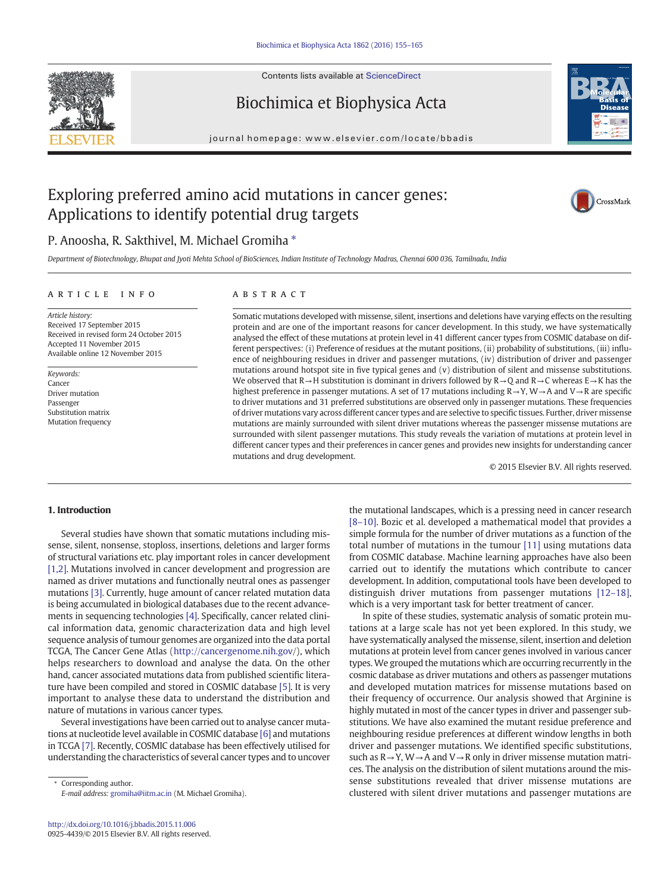Contents lists available at ScienceDirect

# Biochimica et Biophysica Acta

journal homepage: www.elsevier.com/locate/bbadis

# Exploring preferred amino acid mutations in cancer genes: Applications to identify potential drug targets

P. Anoosha, R. Sakthivel, M. Michael Gromiha *

*Department of Biotechnology, Bhupat and Jyoti Mehta School of BioSciences, Indian Institute of Technology Madras, Chennai 600 036, Tamilnadu, India*

## ARTICLE INFO

*Article history:*
Received 17 September 2015
Received in revised form 24 October 2015
Accepted 11 November 2015
Available online 12 November 2015

*Keywords:*
Cancer
Driver mutation
Passenger
Substitution matrix
Mutation frequency

## ABSTRACT

Somatic mutations developed with missense, silent, insertions and deletions have varying effects on the resulting protein and are one of the important reasons for cancer development. In this study, we have systematically analysed the effect of these mutations at protein level in 41 different cancer types from COSMIC database on different perspectives: (i) Preference of residues at the mutant positions, (ii) probability of substitutions, (iii) influence of neighbouring residues in driver and passenger mutations, (iv) distribution of driver and passenger mutations around hotspot site in five typical genes and (v) distribution of silent and missense substitutions. We observed that R→H substitution is dominant in drivers followed by R→Q and R→C whereas E→K has the highest preference in passenger mutations. A set of 17 mutations including R→Y, W→A and V→R are specific to driver mutations and 31 preferred substitutions are observed only in passenger mutations. These frequencies of driver mutations vary across different cancer types and are selective to specific tissues. Further, driver missense mutations are mainly surrounded with silent driver mutations whereas the passenger missense mutations are surrounded with silent passenger mutations. This study reveals the variation of mutations at protein level in different cancer types and their preferences in cancer genes and provides new insights for understanding cancer mutations and drug development.

© 2015 Elsevier B.V. All rights reserved.

## 1. Introduction

Several studies have shown that somatic mutations including missense, silent, nonsense, stoploss, insertions, deletions and larger forms of structural variations etc. play important roles in cancer development [1,2]. Mutations involved in cancer development and progression are named as driver mutations and functionally neutral ones as passenger mutations [3]. Currently, huge amount of cancer related mutation data is being accumulated in biological databases due to the recent advancements in sequencing technologies [4]. Specifically, cancer related clinical information data, genomic characterization data and high level sequence analysis of tumour genomes are organized into the data portal TCGA, The Cancer Gene Atlas (http://cancergenome.nih.gov/), which helps researchers to download and analyse the data. On the other hand, cancer associated mutations data from published scientific literature have been compiled and stored in COSMIC database [5]. It is very important to analyse these data to understand the distribution and nature of mutations in various cancer types.

Several investigations have been carried out to analyse cancer mutations at nucleotide level available in COSMIC database [6] and mutations in TCGA [7]. Recently, COSMIC database has been effectively utilised for understanding the characteristics of several cancer types and to uncover the mutational landscapes, which is a pressing need in cancer research [8–10]. Bozic et al. developed a mathematical model that provides a simple formula for the number of driver mutations as a function of the total number of mutations in the tumour [11] using mutations data from COSMIC database. Machine learning approaches have also been carried out to identify the mutations which contribute to cancer development. In addition, computational tools have been developed to distinguish driver mutations from passenger mutations [12–18], which is a very important task for better treatment of cancer.

In spite of these studies, systematic analysis of somatic protein mutations at a large scale has not yet been explored. In this study, we have systematically analysed the missense, silent, insertion and deletion mutations at protein level from cancer genes involved in various cancer types. We grouped the mutations which are occurring recurrently in the cosmic database as driver mutations and others as passenger mutations and developed mutation matrices for missense mutations based on their frequency of occurrence. Our analysis showed that Arginine is highly mutated in most of the cancer types in driver and passenger substitutions. We have also examined the mutant residue preference and neighbouring residue preferences at different window lengths in both driver and passenger mutations. We identified specific substitutions, such as R→Y, W→A and V→R only in driver missense mutation matrices. The analysis on the distribution of silent mutations around the missense substitutions revealed that driver missense mutations are clustered with silent driver mutations and passenger mutations are

* Corresponding author.
*E-mail address:* gromiha@iitm.ac.in (M. Michael Gromiha).

http://dx.doi.org/10.1016/j.bbadis.2015.11.006
0925-4439/© 2015 Elsevier B.V. All rights reserved.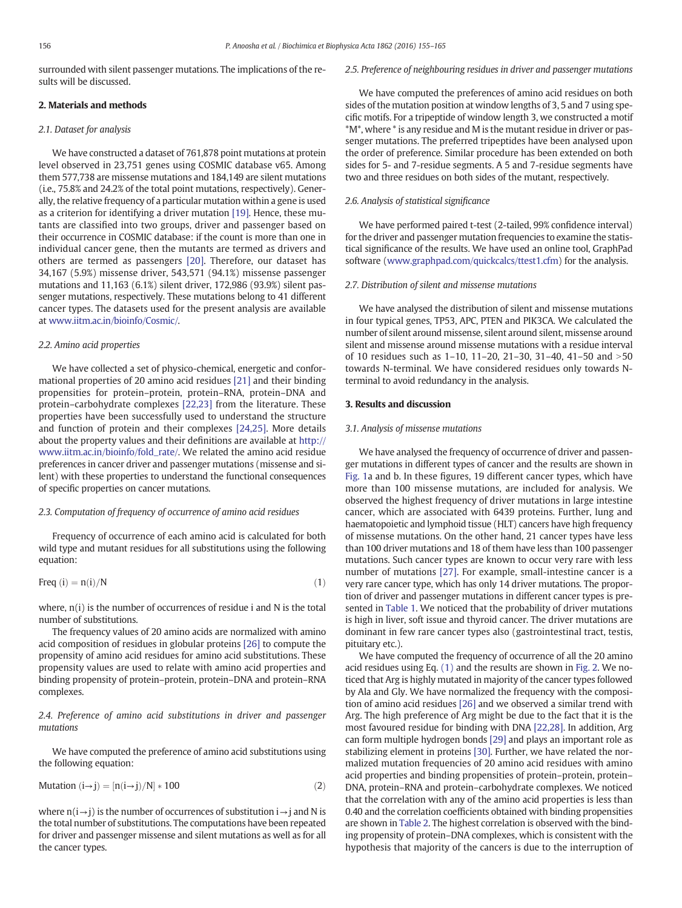surrounded with silent passenger mutations. The implications of the results will be discussed.

## 2. Materials and methods

### 2.1. Dataset for analysis

We have constructed a dataset of 761,878 point mutations at protein level observed in 23,751 genes using COSMIC database v65. Among them 577,738 are missense mutations and 184,149 are silent mutations (i.e., 75.8% and 24.2% of the total point mutations, respectively). Generally, the relative frequency of a particular mutation within a gene is used as a criterion for identifying a driver mutation [19]. Hence, these mutants are classified into two groups, driver and passenger based on their occurrence in COSMIC database: if the count is more than one in individual cancer gene, then the mutants are termed as drivers and others are termed as passengers [20]. Therefore, our dataset has 34,167 (5.9%) missense driver, 543,571 (94.1%) missense passenger mutations and 11,163 (6.1%) silent driver, 172,986 (93.9%) silent passenger mutations, respectively. These mutations belong to 41 different cancer types. The datasets used for the present analysis are available at www.iitm.ac.in/bioinfo/Cosmic/.

### 2.2. Amino acid properties

We have collected a set of physico-chemical, energetic and conformational properties of 20 amino acid residues [21] and their binding propensities for protein–protein, protein–RNA, protein–DNA and protein–carbohydrate complexes [22,23] from the literature. These properties have been successfully used to understand the structure and function of protein and their complexes [24,25]. More details about the property values and their definitions are available at http://www.iitm.ac.in/bioinfo/fold_rate/. We related the amino acid residue preferences in cancer driver and passenger mutations (missense and silent) with these properties to understand the functional consequences of specific properties on cancer mutations.

### 2.3. Computation of frequency of occurrence of amino acid residues

Frequency of occurrence of each amino acid is calculated for both wild type and mutant residues for all substitutions using the following equation:

$$\text{Freq (i)} = \text{n(i)/N} \tag{1}$$

where, n(i) is the number of occurrences of residue i and N is the total number of substitutions.

The frequency values of 20 amino acids are normalized with amino acid composition of residues in globular proteins [26] to compute the propensity of amino acid residues for amino acid substitutions. These propensity values are used to relate with amino acid properties and binding propensity of protein–protein, protein–DNA and protein–RNA complexes.

### 2.4. Preference of amino acid substitutions in driver and passenger mutations

We have computed the preference of amino acid substitutions using the following equation:

$$\text{Mutation } (i \rightarrow j) = [n(i \rightarrow j)/N] * 100 \tag{2}$$

where $n(i \rightarrow j)$ is the number of occurrences of substitution $i \rightarrow j$ and N is the total number of substitutions. The computations have been repeated for driver and passenger missense and silent mutations as well as for all the cancer types.

### 2.5. Preference of neighbouring residues in driver and passenger mutations

We have computed the preferences of amino acid residues on both sides of the mutation position at window lengths of 3, 5 and 7 using specific motifs. For a tripeptide of window length 3, we constructed a motif *M*, where * is any residue and M is the mutant residue in driver or passenger mutations. The preferred tripeptides have been analysed upon the order of preference. Similar procedure has been extended on both sides for 5- and 7-residue segments. A 5 and 7-residue segments have two and three residues on both sides of the mutant, respectively.

### 2.6. Analysis of statistical significance

We have performed paired t-test (2-tailed, 99% confidence interval) for the driver and passenger mutation frequencies to examine the statistical significance of the results. We have used an online tool, GraphPad software (www.graphpad.com/quickcalcs/ttest1.cfm) for the analysis.

### 2.7. Distribution of silent and missense mutations

We have analysed the distribution of silent and missense mutations in four typical genes, TP53, APC, PTEN and PIK3CA. We calculated the number of silent around missense, silent around silent, missense around silent and missense around missense mutations with a residue interval of 10 residues such as 1–10, 11–20, 21–30, 31–40, 41–50 and >50 towards N-terminal. We have considered residues only towards N-terminal to avoid redundancy in the analysis.

## 3. Results and discussion

### 3.1. Analysis of missense mutations

We have analysed the frequency of occurrence of driver and passenger mutations in different types of cancer and the results are shown in Fig. 1a and b. In these figures, 19 different cancer types, which have more than 100 missense mutations, are included for analysis. We observed the highest frequency of driver mutations in large intestine cancer, which are associated with 6439 proteins. Further, lung and haematopoietic and lymphoid tissue (HLT) cancers have high frequency of missense mutations. On the other hand, 21 cancer types have less than 100 driver mutations and 18 of them have less than 100 passenger mutations. Such cancer types are known to occur very rare with less number of mutations [27]. For example, small-intestine cancer is a very rare cancer type, which has only 14 driver mutations. The proportion of driver and passenger mutations in different cancer types is presented in Table 1. We noticed that the probability of driver mutations is high in liver, soft issue and thyroid cancer. The driver mutations are dominant in few rare cancer types also (gastrointestinal tract, testis, pituitary etc.).

We have computed the frequency of occurrence of all the 20 amino acid residues using Eq. (1) and the results are shown in Fig. 2. We noticed that Arg is highly mutated in majority of the cancer types followed by Ala and Gly. We have normalized the frequency with the composition of amino acid residues [26] and we observed a similar trend with Arg. The high preference of Arg might be due to the fact that it is the most favoured residue for binding with DNA [22,28]. In addition, Arg can form multiple hydrogen bonds [29] and plays an important role as stabilizing element in proteins [30]. Further, we have related the normalized mutation frequencies of 20 amino acid residues with amino acid properties and binding propensities of protein–protein, protein–DNA, protein–RNA and protein–carbohydrate complexes. We noticed that the correlation with any of the amino acid properties is less than 0.40 and the correlation coefficients obtained with binding propensities are shown in Table 2. The highest correlation is observed with the binding propensity of protein–DNA complexes, which is consistent with the hypothesis that majority of the cancers is due to the interruption of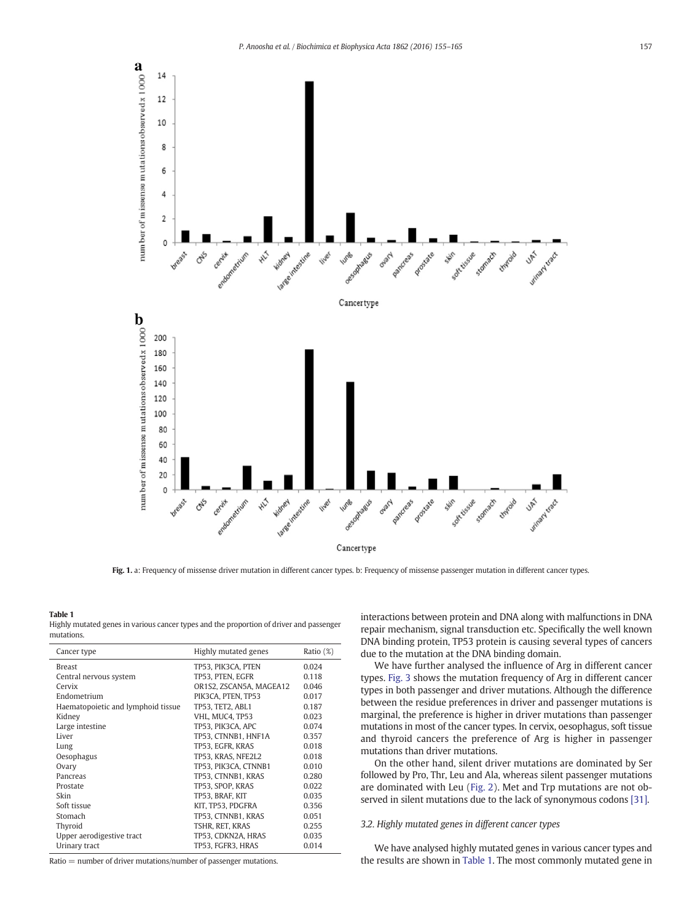Fig. 1. a: Frequency of missense driver mutation in different cancer types. b: Frequency of missense passenger mutation in different cancer types.

**Table 1**
Highly mutated genes in various cancer types and the proportion of driver and passenger mutations.

| Cancer type | Highly mutated genes | Ratio (%) |
|---|---|---|
| Breast | TP53, PIK3CA, PTEN | 0.024 |
| Central nervous system | TP53, PTEN, EGFR | 0.118 |
| Cervix | OR1S2, ZSCAN5A, MAGEA12 | 0.046 |
| Endometrium | PIK3CA, PTEN, TP53 | 0.017 |
| Haematopoietic and lymphoid tissue | TP53, TET2, ABL1 | 0.187 |
| Kidney | VHL, MUC4, TP53 | 0.023 |
| Large intestine | TP53, PIK3CA, APC | 0.074 |
| Liver | TP53, CTNNB1, HNF1A | 0.357 |
| Lung | TP53, EGFR, KRAS | 0.018 |
| Oesophagus | TP53, KRAS, NFE2L2 | 0.018 |
| Ovary | TP53, PIK3CA, CTNNB1 | 0.010 |
| Pancreas | TP53, CTNNB1, KRAS | 0.280 |
| Prostate | TP53, SPOP, KRAS | 0.022 |
| Skin | TP53, BRAF, KIT | 0.035 |
| Soft tissue | KIT, TP53, PDGFRA | 0.356 |
| Stomach | TP53, CTNNB1, KRAS | 0.051 |
| Thyroid | TSHR, RET, KRAS | 0.255 |
| Upper aerodigestive tract | TP53, CDKN2A, HRAS | 0.035 |
| Urinary tract | TP53, FGFR3, HRAS | 0.014 |

Ratio = number of driver mutations/number of passenger mutations.

interactions between protein and DNA along with malfunctions in DNA repair mechanism, signal transduction etc. Specifically the well known DNA binding protein, TP53 protein is causing several types of cancers due to the mutation at the DNA binding domain.

We have further analysed the influence of Arg in different cancer types. Fig. 3 shows the mutation frequency of Arg in different cancer types in both passenger and driver mutations. Although the difference between the residue preferences in driver and passenger mutations is marginal, the preference is higher in driver mutations than passenger mutations in most of the cancer types. In cervix, oesophagus, soft tissue and thyroid cancers the preference of Arg is higher in passenger mutations than driver mutations.

On the other hand, silent driver mutations are dominated by Ser followed by Pro, Thr, Leu and Ala, whereas silent passenger mutations are dominated with Leu (Fig. 2). Met and Trp mutations are not observed in silent mutations due to the lack of synonymous codons [31].

### 3.2. Highly mutated genes in different cancer types

We have analysed highly mutated genes in various cancer types and the results are shown in Table 1. The most commonly mutated gene in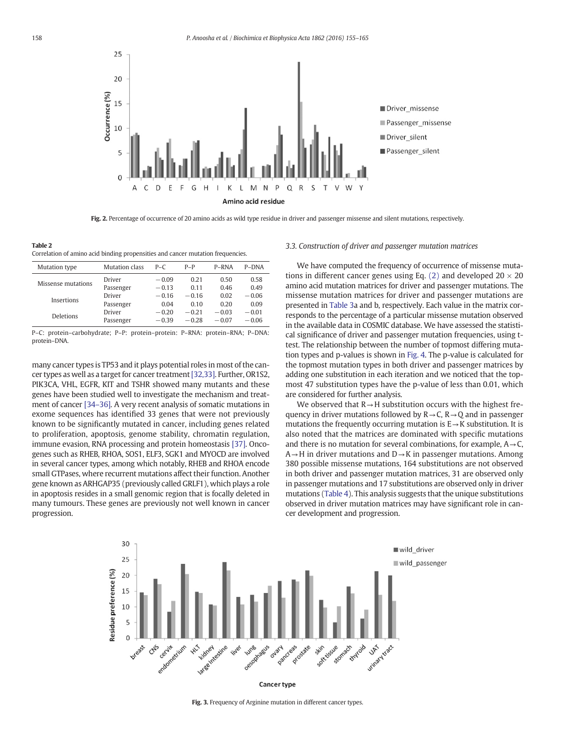Fig. 2. Percentage of occurrence of 20 amino acids as wild type residue in driver and passenger missense and silent mutations, respectively.

**Table 2**
Correlation of amino acid binding propensities and cancer mutation frequencies.

| Mutation type | Mutation class | P–C | P–P | P–RNA | P–DNA |
|---|---|---|---|---|---|
| Missense mutations | Driver | −0.09 | 0.21 | 0.50 | 0.58 |
| | Passenger | −0.13 | 0.11 | 0.46 | 0.49 |
| Insertions | Driver | −0.16 | −0.16 | 0.02 | −0.06 |
| | Passenger | 0.04 | 0.10 | 0.20 | 0.09 |
| Deletions | Driver | −0.20 | −0.21 | −0.03 | −0.01 |
| | Passenger | −0.39 | −0.28 | −0.07 | −0.06 |

P–C: protein–carbohydrate; P–P: protein–protein: P–RNA: protein–RNA; P–DNA: protein–DNA.

many cancer types is TP53 and it plays potential roles in most of the cancer types as well as a target for cancer treatment [32,33]. Further, OR1S2, PIK3CA, VHL, EGFR, KIT and TSHR showed many mutants and these genes have been studied well to investigate the mechanism and treatment of cancer [34–36]. A very recent analysis of somatic mutations in exome sequences has identified 33 genes that were not previously known to be significantly mutated in cancer, including genes related to proliferation, apoptosis, genome stability, chromatin regulation, immune evasion, RNA processing and protein homeostasis [37]. Oncogenes such as RHEB, RHOA, SOS1, ELF3, SGK1 and MYOCD are involved in several cancer types, among which notably, RHEB and RHOA encode small GTPases, where recurrent mutations affect their function. Another gene known as ARHGAP35 (previously called GRLF1), which plays a role in apoptosis resides in a small genomic region that is focally deleted in many tumours. These genes are previously not well known in cancer progression.

### 3.3. Construction of driver and passenger mutation matrices

We have computed the frequency of occurrence of missense mutations in different cancer genes using Eq. (2) and developed 20 × 20 amino acid mutation matrices for driver and passenger mutations. The missense mutation matrices for driver and passenger mutations are presented in Table 3a and b, respectively. Each value in the matrix corresponds to the percentage of a particular missense mutation observed in the available data in COSMIC database. We have assessed the statistical significance of driver and passenger mutation frequencies, using t-test. The relationship between the number of topmost differing mutation types and p-values is shown in Fig. 4. The p-value is calculated for the topmost mutation types in both driver and passenger matrices by adding one substitution in each iteration and we noticed that the topmost 47 substitution types have the p-value of less than 0.01, which are considered for further analysis.

We observed that R→H substitution occurs with the highest frequency in driver mutations followed by R→C, R→Q and in passenger mutations the frequently occurring mutation is E→K substitution. It is also noted that the matrices are dominated with specific mutations and there is no mutation for several combinations, for example, A→C, A→H in driver mutations and D→K in passenger mutations. Among 380 possible missense mutations, 164 substitutions are not observed in both driver and passenger mutation matrices, 31 are observed only in passenger mutations and 17 substitutions are observed only in driver mutations (Table 4). This analysis suggests that the unique substitutions observed in driver mutation matrices may have significant role in cancer development and progression.

Fig. 3. Frequency of Arginine mutation in different cancer types.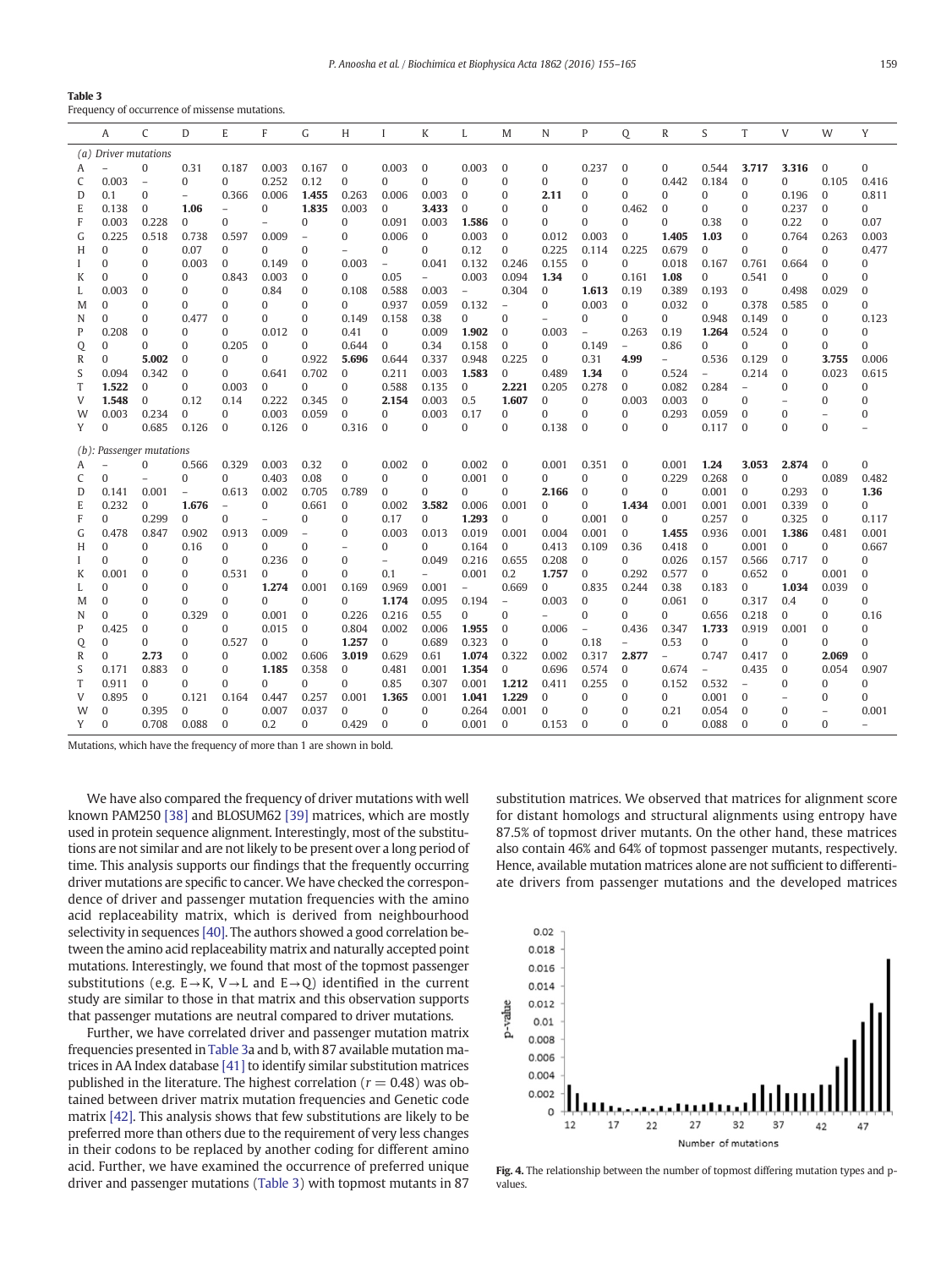**Table 3**
Frequency of occurrence of missense mutations.

| | A | C | D | E | F | G | H | I | K | L | M | N | P | Q | R | S | T | V | W | Y |
|---|---|---|---|---|---|---|---|---|---|---|---|---|---|---|---|---|---|---|---|---|
| *(a) Driver mutations* | | | | | | | | | | | | | | | | | | | | |
| A | – | 0 | 0.31 | 0.187 | 0.003 | 0.167 | 0 | 0.003 | 0 | 0.003 | 0 | 0 | 0.237 | 0 | 0 | 0.544 | **3.717** | **3.316** | 0 | 0 |
| C | 0.003 | – | 0 | 0 | 0.252 | 0.12 | 0 | 0 | 0 | 0 | 0 | 0 | 0 | 0 | 0.442 | 0.184 | 0 | 0 | 0.105 | 0.416 |
| D | 0.1 | 0 | – | 0.366 | 0.006 | **1.455** | 0.263 | 0.006 | 0.003 | 0 | 0 | **2.11** | 0 | 0 | 0 | 0 | 0 | 0.196 | 0 | 0.811 |
| E | 0.138 | 0 | **1.06** | – | 0 | **1.835** | 0.003 | 0 | **3.433** | 0 | 0 | 0 | 0 | 0.462 | 0 | 0 | 0 | 0.237 | 0 | 0 |
| F | 0.003 | 0.228 | 0 | 0 | – | 0 | 0 | 0.091 | 0.003 | **1.586** | 0 | 0 | 0 | 0 | 0 | 0.38 | 0 | 0.22 | 0 | 0.07 |
| G | 0.225 | 0.518 | 0.738 | 0.597 | 0.009 | – | 0 | 0.006 | 0 | 0.003 | 0 | 0.012 | 0.003 | 0 | **1.405** | **1.03** | 0 | 0.764 | 0.263 | 0.003 |
| H | 0 | 0 | 0.07 | 0 | 0 | 0 | – | 0 | 0 | 0.12 | 0 | 0.225 | 0.114 | 0.225 | 0.679 | 0 | 0 | 0 | 0 | 0.477 |
| I | 0 | 0 | 0.003 | 0 | 0.149 | 0 | 0.003 | – | 0.041 | 0.132 | 0.246 | 0.155 | 0 | 0 | 0.018 | 0.167 | 0.761 | 0.664 | 0 | 0 |
| K | 0 | 0 | 0 | 0.843 | 0.003 | 0 | 0 | 0.05 | – | 0.003 | 0.094 | **1.34** | 0 | 0.161 | **1.08** | 0 | 0.541 | 0 | 0 | 0 |
| L | 0.003 | 0 | 0 | 0 | 0.84 | 0 | 0.108 | 0.588 | 0.003 | – | 0.304 | 0 | **1.613** | 0.19 | 0.389 | 0.193 | 0 | 0.498 | 0.029 | 0 |
| M | 0 | 0 | 0 | 0 | 0 | 0 | 0 | 0.937 | 0.059 | 0.132 | – | 0 | 0.003 | 0 | 0.032 | 0 | 0.378 | 0.585 | 0 | 0 |
| N | 0 | 0 | 0.477 | 0 | 0 | 0 | 0.149 | 0.158 | 0.38 | 0 | 0 | – | 0 | 0 | 0 | 0.948 | 0.149 | 0 | 0 | 0.123 |
| P | 0.208 | 0 | 0 | 0 | 0.012 | 0 | 0.41 | 0 | 0.009 | **1.902** | 0 | 0.003 | – | 0.263 | 0.19 | **1.264** | 0.524 | 0 | 0 | 0 |
| Q | 0 | 0 | 0 | 0.205 | 0 | 0 | 0.644 | 0 | 0.34 | 0.158 | 0 | 0 | 0.149 | – | 0.86 | 0 | 0 | 0 | 0 | 0 |
| R | 0 | **5.002** | 0 | 0 | 0 | 0.922 | **5.696** | 0.644 | 0.337 | 0.948 | 0.225 | 0 | 0.31 | **4.99** | – | 0.536 | 0.129 | 0 | **3.755** | 0.006 |
| S | 0.094 | 0.342 | 0 | 0 | 0.641 | 0.702 | 0 | 0.211 | 0.003 | **1.583** | 0 | 0.489 | **1.34** | 0 | 0.524 | – | 0.214 | 0 | 0.023 | 0.615 |
| T | **1.522** | 0 | 0 | 0.003 | 0 | 0 | 0 | 0.588 | 0.135 | 0 | **2.221** | 0.205 | 0.278 | 0 | 0.082 | 0.284 | – | 0 | 0 | 0 |
| V | **1.548** | 0 | 0.12 | 0.14 | 0.222 | 0.345 | 0 | **2.154** | 0.003 | 0.5 | **1.607** | 0 | 0 | 0.003 | 0.003 | 0 | 0 | – | 0 | 0 |
| W | 0.003 | 0.234 | 0 | 0 | 0.003 | 0.059 | 0 | 0 | 0.003 | 0.17 | 0 | 0 | 0 | 0 | 0.293 | 0.059 | 0 | 0 | – | 0 |
| Y | 0 | 0.685 | 0.126 | 0 | 0.126 | 0 | 0.316 | 0 | 0 | 0 | 0 | 0.138 | 0 | 0 | 0 | 0.117 | 0 | 0 | 0 | – |
| *(b): Passenger mutations* | | | | | | | | | | | | | | | | | | | | |
| A | – | 0 | 0.566 | 0.329 | 0.003 | 0.32 | 0 | 0.002 | 0 | 0.002 | 0 | 0.001 | 0.351 | 0 | 0.001 | **1.24** | **3.053** | **2.874** | 0 | 0 |
| C | 0 | – | 0 | 0 | 0.403 | 0.08 | 0 | 0 | 0 | 0.001 | 0 | 0 | 0 | 0 | 0.229 | 0.268 | 0 | 0 | 0.089 | 0.482 |
| D | 0.141 | 0.001 | – | 0.613 | 0.002 | 0.705 | 0.789 | 0 | 0 | 0 | 0 | **2.166** | 0 | 0 | 0 | 0.001 | 0 | 0.293 | 0 | **1.36** |
| E | 0.232 | 0 | **1.676** | – | 0 | 0.661 | 0 | 0.002 | **3.582** | 0.006 | 0.001 | 0 | 0 | **1.434** | 0.001 | 0.001 | 0.001 | 0.339 | 0 | 0 |
| F | 0 | 0.299 | 0 | 0 | – | 0 | 0 | 0.17 | 0 | **1.293** | 0 | 0 | 0.001 | 0 | 0 | 0.257 | 0 | 0.325 | 0 | 0.117 |
| G | 0.478 | 0.847 | 0.902 | 0.913 | 0.009 | – | 0 | 0.003 | 0.013 | 0.019 | 0.001 | 0.004 | 0.001 | 0 | **1.455** | 0.936 | 0.001 | **1.386** | 0.481 | 0.001 |
| H | 0 | 0 | 0.16 | 0 | 0 | 0 | – | 0 | 0 | 0.164 | 0 | 0.413 | 0.109 | 0.36 | 0.418 | 0 | 0.001 | 0 | 0 | 0.667 |
| I | 0 | 0 | 0 | 0 | 0.236 | 0 | 0 | – | 0.049 | 0.216 | 0.655 | 0.208 | 0 | 0 | 0.026 | 0.157 | 0.566 | 0.717 | 0 | 0 |
| K | 0.001 | 0 | 0 | 0.531 | 0 | 0 | 0 | 0.1 | – | 0.001 | 0.2 | **1.757** | 0 | 0.292 | 0.577 | 0 | 0.652 | 0 | 0.001 | 0 |
| L | 0 | 0 | 0 | 0 | **1.274** | 0.001 | 0.169 | 0.969 | 0.001 | – | 0.669 | 0 | 0.835 | 0.244 | 0.38 | 0.183 | 0 | **1.034** | 0.039 | 0 |
| M | 0 | 0 | 0 | 0 | 0 | 0 | 0 | **1.174** | 0.095 | 0.194 | – | 0.003 | 0 | 0 | 0.061 | 0 | 0.317 | 0.4 | 0 | 0 |
| N | 0 | 0 | 0.329 | 0 | 0.001 | 0 | 0.226 | 0.216 | 0.55 | 0 | 0 | – | 0 | 0 | 0 | 0.656 | 0.218 | 0 | 0 | 0.16 |
| P | 0.425 | 0 | 0 | 0 | 0.015 | 0 | 0.804 | 0.002 | 0.006 | **1.955** | 0 | 0.006 | – | 0.436 | 0.347 | **1.733** | 0.919 | 0.001 | 0 | 0 |
| Q | 0 | 0 | 0 | 0.527 | 0 | 0 | **1.257** | 0 | 0.689 | 0.323 | 0 | 0 | 0.18 | – | 0.53 | 0 | 0 | 0 | 0 | 0 |
| R | 0 | **2.73** | 0 | 0 | 0.002 | 0.606 | **3.019** | 0.629 | 0.61 | **1.074** | 0.322 | 0.002 | 0.317 | **2.877** | – | 0.747 | 0.417 | 0 | **2.069** | 0 |
| S | 0.171 | 0.883 | 0 | 0 | **1.185** | 0.358 | 0 | 0.481 | 0.001 | **1.354** | 0 | 0.696 | 0.574 | 0 | 0.674 | – | 0.435 | 0 | 0.054 | 0.907 |
| T | 0.911 | 0 | 0 | 0 | 0 | 0 | 0 | 0.85 | 0.307 | 0.001 | **1.212** | 0.411 | 0.255 | 0 | 0.152 | 0.532 | – | 0 | 0 | 0 |
| V | 0.895 | 0 | 0.121 | 0.164 | 0.447 | 0.257 | 0.001 | **1.365** | 0.001 | **1.041** | **1.229** | 0 | 0 | 0 | 0 | 0.001 | 0 | – | 0 | 0 |
| W | 0 | 0.395 | 0 | 0 | 0.007 | 0.037 | 0 | 0 | 0 | 0.264 | 0.001 | 0 | 0 | 0 | 0.21 | 0.054 | 0 | 0 | – | 0.001 |
| Y | 0 | 0.708 | 0.088 | 0 | 0.2 | 0 | 0.429 | 0 | 0 | 0.001 | 0 | 0.153 | 0 | 0 | 0 | 0.088 | 0 | 0 | 0 | – |

Mutations, which have the frequency of more than 1 are shown in bold.

We have also compared the frequency of driver mutations with well known PAM250 [38] and BLOSUM62 [39] matrices, which are mostly used in protein sequence alignment. Interestingly, most of the substitutions are not similar and are not likely to be present over a long period of time. This analysis supports our findings that the frequently occurring driver mutations are specific to cancer. We have checked the correspondence of driver and passenger mutation frequencies with the amino acid replaceability matrix, which is derived from neighbourhood selectivity in sequences [40]. The authors showed a good correlation between the amino acid replaceability matrix and naturally accepted point mutations. Interestingly, we found that most of the topmost passenger substitutions (e.g. E→K, V→L and E→Q) identified in the current study are similar to those in that matrix and this observation supports that passenger mutations are neutral compared to driver mutations.

Further, we have correlated driver and passenger mutation matrix frequencies presented in Table 3a and b, with 87 available mutation matrices in AA Index database [41] to identify similar substitution matrices published in the literature. The highest correlation ($r = 0.48$) was obtained between driver matrix mutation frequencies and Genetic code matrix [42]. This analysis shows that few substitutions are likely to be preferred more than others due to the requirement of very less changes in their codons to be replaced by another coding for different amino acid. Further, we have examined the occurrence of preferred unique driver and passenger mutations (Table 3) with topmost mutants in 87 substitution matrices. We observed that matrices for alignment score for distant homologs and structural alignments using entropy have 87.5% of topmost driver mutants. On the other hand, these matrices also contain 46% and 64% of topmost passenger mutants, respectively. Hence, available mutation matrices alone are not sufficient to differentiate drivers from passenger mutations and the developed matrices

**Fig. 4.** The relationship between the number of topmost differing mutation types and p-values.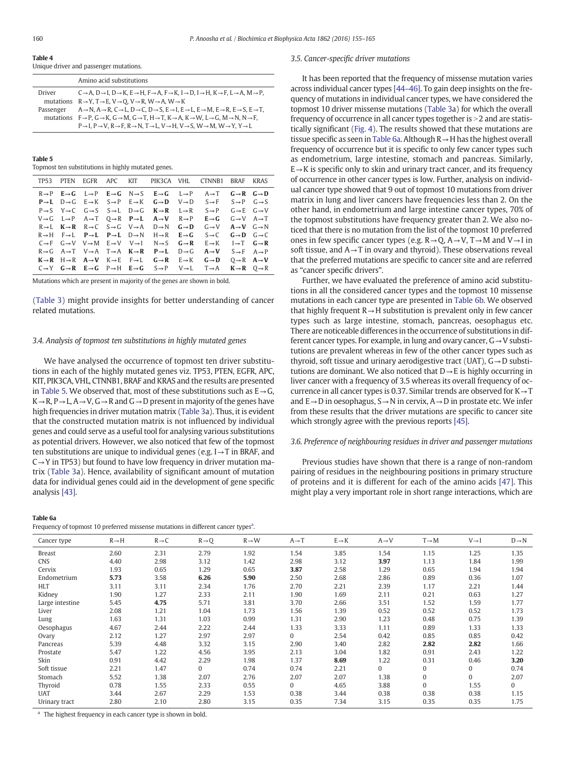**Table 4**
Unique driver and passenger mutations.

| | Amino acid substitutions |
|---|---|
| Driver mutations | C→A, D→I, D→K, E→H, F→A, F→K, I→D, I→H, K→F, L→A, M→P, R→Y, T→E, V→Q, V→R, W→A, W→K |
| Passenger mutations | A→N, A→R, C→L, D→C, D→S, E→I, E→L, E→M, E→R, E→S, E→T, F→P, G→K, G→M, G→T, H→T, K→A, K→W, L→G, M→N, N→F, P→I, P→V, R→F, R→N, T→L, V→H, V→S, W→M, W→Y, Y→L |

**Table 5**
Topmost ten substitutions in highly mutated genes.

| TP53 | PTEN | EGFR | APC | KIT | PIK3CA | VHL | CTNNB1 | BRAF | KRAS |
|---|---|---|---|---|---|---|---|---|---|
| R→P | **E→G** | L→P | **E→G** | N→S | **E→G** | L→P | A→T | **G→R** | **G→D** |
| **P→L** | D→G | E→K | S→P | E→K | **G→D** | V→D | S→F | S→P | G→S |
| P→S | Y→C | G→S | S→L | D→G | **K→R** | L→R | S→P | G→E | G→V |
| V→G | L→P | A→T | Q→R | **P→L** | **A→V** | R→P | **E→G** | G→V | A→T |
| R→L | **K→R** | R→C | S→G | V→A | D→N | **G→D** | G→V | **A→V** | G→N |
| R→H | F→L | **P→L** | **P→L** | D→N | H→R | **E→G** | S→C | **G→D** | G→C |
| C→F | G→V | V→M | E→V | V→I | N→S | **G→R** | E→K | I→T | **G→R** |
| R→G | A→T | V→A | T→A | **K→R** | **P→L** | D→G | **A→V** | S→F | A→P |
| **K→R** | H→R | **A→V** | K→E | F→L | **G→R** | E→K | **G→D** | Q→R | **A→V** |
| C→Y | **G→R** | **E→G** | P→H | **E→G** | S→P | V→L | T→A | **K→R** | Q→R |

Mutations which are present in majority of the genes are shown in bold.

(Table 3) might provide insights for better understanding of cancer related mutations.

### 3.4. Analysis of topmost ten substitutions in highly mutated genes

We have analysed the occurrence of topmost ten driver substitutions in each of the highly mutated genes viz. TP53, PTEN, EGFR, APC, KIT, PIK3CA, VHL, CTNNB1, BRAF and KRAS and the results are presented in Table 5. We observed that, most of these substitutions such as E→G, K→R, P→L, A→V, G→R and G→D present in majority of the genes have high frequencies in driver mutation matrix (Table 3a). Thus, it is evident that the constructed mutation matrix is not influenced by individual genes and could serve as a useful tool for analysing various substitutions as potential drivers. However, we also noticed that few of the topmost ten substitutions are unique to individual genes (e.g. I→T in BRAF, and C→Y in TP53) but found to have low frequency in driver mutation matrix (Table 3a). Hence, availability of significant amount of mutation data for individual genes could aid in the development of gene specific analysis [43].

### 3.5. Cancer-specific driver mutations

It has been reported that the frequency of missense mutation varies across individual cancer types [44–46]. To gain deep insights on the frequency of mutations in individual cancer types, we have considered the topmost 10 driver missense mutations (Table 3a) for which the overall frequency of occurrence in all cancer types together is >2 and are statistically significant (Fig. 4). The results showed that these mutations are tissue specific as seen in Table 6a. Although R→H has the highest overall frequency of occurrence but it is specific to only few cancer types such as endometrium, large intestine, stomach and pancreas. Similarly, E→K is specific only to skin and urinary tract cancer, and its frequency of occurrence in other cancer types is low. Further, analysis on individual cancer type showed that 9 out of topmost 10 mutations from driver matrix in lung and liver cancers have frequencies less than 2. On the other hand, in endometrium and large intestine cancer types, 70% of the topmost substitutions have frequency greater than 2. We also noticed that there is no mutation from the list of the topmost 10 preferred ones in few specific cancer types (e.g. R→Q, A→V, T→M and V→I in soft tissue, and A→T in ovary and thyroid). These observations reveal that the preferred mutations are specific to cancer site and are referred as "cancer specific drivers".

Further, we have evaluated the preference of amino acid substitutions in all the considered cancer types and the topmost 10 missense mutations in each cancer type are presented in Table 6b. We observed that highly frequent R→H substitution is prevalent only in few cancer types such as large intestine, stomach, pancreas, oesophagus etc. There are noticeable differences in the occurrence of substitutions in different cancer types. For example, in lung and ovary cancer, G→V substitutions are prevalent whereas in few of the other cancer types such as thyroid, soft tissue and urinary aerodigestive tract (UAT), G→D substitutions are dominant. We also noticed that D→E is highly occurring in liver cancer with a frequency of 3.5 whereas its overall frequency of occurrence in all cancer types is 0.37. Similar trends are observed for K→T and E→D in oesophagus, S→N in cervix, A→D in prostate etc. We infer from these results that the driver mutations are specific to cancer site which strongly agree with the previous reports [45].

### 3.6. Preference of neighbouring residues in driver and passenger mutations

Previous studies have shown that there is a range of non-random pairing of residues in the neighbouring positions in primary structure of proteins and it is different for each of the amino acids [47]. This might play a very important role in short range interactions, which are

**Table 6a**
Frequency of topmost 10 preferred missense mutations in different cancer types[a].

| Cancer type | R→H | R→C | R→Q | R→W | A→T | E→K | A→V | T→M | V→I | D→N |
|---|---|---|---|---|---|---|---|---|---|---|
| Breast | 2.60 | 2.31 | 2.79 | 1.92 | 1.54 | 3.85 | 1.54 | 1.15 | 1.25 | 1.35 |
| CNS | 4.40 | 2.98 | 3.12 | 1.42 | 2.98 | 3.12 | **3.97** | 1.13 | 1.84 | 1.99 |
| Cervix | 1.93 | 0.65 | 1.29 | 0.65 | **3.87** | 2.58 | 1.29 | 0.65 | 1.94 | 1.94 |
| Endometrium | **5.73** | 3.58 | **6.26** | **5.90** | 2.50 | 2.68 | 2.86 | 0.89 | 0.36 | 1.07 |
| HLT | 3.11 | 3.11 | 2.34 | 1.76 | 2.70 | 2.21 | 2.39 | 1.17 | 2.21 | 1.44 |
| Kidney | 1.90 | 1.27 | 2.33 | 2.11 | 1.90 | 1.69 | 2.11 | 0.21 | 0.63 | 1.27 |
| Large intestine | 5.45 | **4.75** | 5.71 | 3.81 | 3.70 | 2.66 | 3.51 | 1.52 | 1.59 | 1.77 |
| Liver | 2.08 | 1.21 | 1.04 | 1.73 | 1.56 | 1.39 | 0.52 | 0.52 | 0.52 | 1.73 |
| Lung | 1.63 | 1.31 | 1.03 | 0.99 | 1.31 | 2.90 | 1.23 | 0.48 | 0.75 | 1.39 |
| Oesophagus | 4.67 | 2.44 | 2.22 | 2.44 | 1.33 | 3.33 | 1.11 | 0.89 | 1.33 | 1.33 |
| Ovary | 2.12 | 1.27 | 2.97 | 2.97 | 0 | 2.54 | 0.42 | 0.85 | 0.85 | 0.42 |
| Pancreas | 5.39 | 4.48 | 3.32 | 3.15 | 2.90 | 3.40 | 2.82 | **2.82** | **2.82** | 1.66 |
| Prostate | 5.47 | 1.22 | 4.56 | 3.95 | 2.13 | 3.04 | 1.82 | 0.91 | 2.43 | 1.22 |
| Skin | 0.91 | 4.42 | 2.29 | 1.98 | 1.37 | **8.69** | 1.22 | 0.31 | 0.46 | **3.20** |
| Soft tissue | 2.21 | 1.47 | 0 | 0.74 | 0.74 | 2.21 | 0 | 0 | 0 | 0.74 |
| Stomach | 5.52 | 1.38 | 2.07 | 2.76 | 2.07 | 2.07 | 1.38 | 0 | 0 | 2.07 |
| Thyroid | 0.78 | 1.55 | 2.33 | 0.55 | 0 | 4.65 | 3.88 | 0 | 1.55 | 0 |
| UAT | 3.44 | 2.67 | 2.29 | 1.53 | 0.38 | 3.44 | 0.38 | 0.38 | 0.38 | 1.15 |
| Urinary tract | 2.80 | 2.10 | 2.80 | 3.15 | 0.35 | 7.34 | 3.15 | 0.35 | 0.35 | 1.75 |

[a] The highest frequency in each cancer type is shown in bold.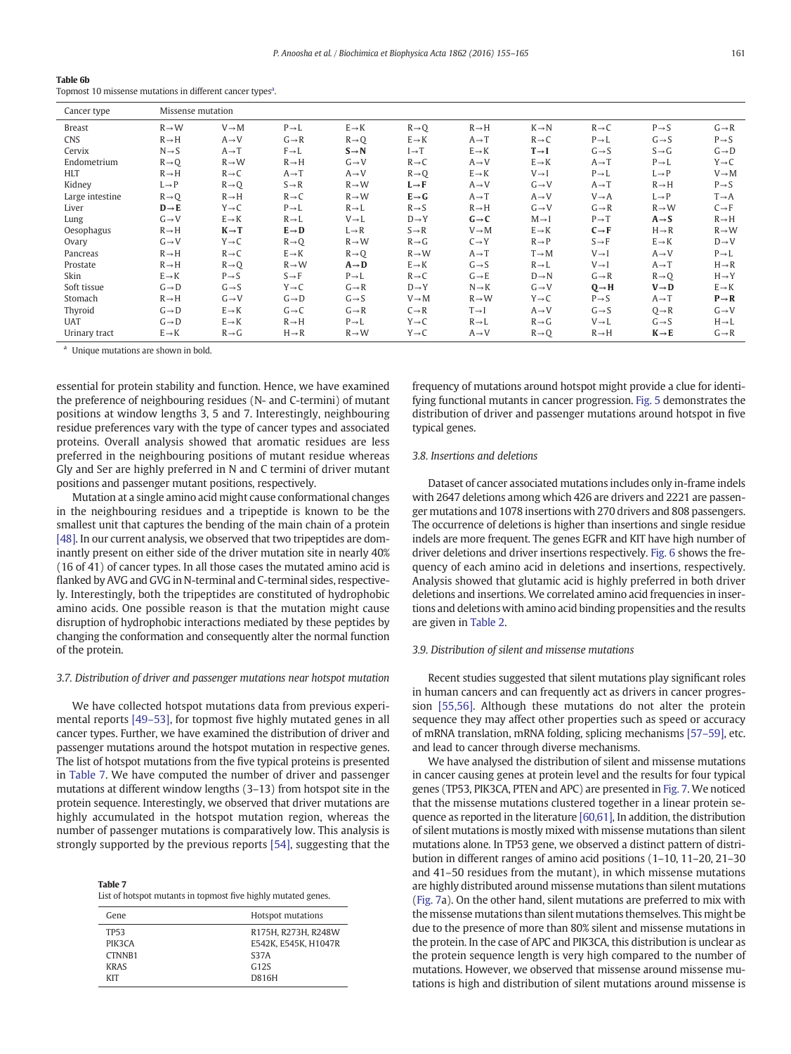**Table 6b**
Topmost 10 missense mutations in different cancer types[a].

| Cancer type | Missense mutation | | | | | | | | | |
|---|---|---|---|---|---|---|---|---|---|---|
| Breast | R→W | V→M | P→L | E→K | R→Q | R→H | K→N | R→C | P→S | G→R |
| CNS | R→H | A→V | G→R | R→Q | E→K | A→T | R→C | P→L | G→S | P→S |
| Cervix | N→S | A→T | F→L | **S→N** | I→T | E→K | **T→I** | G→S | S→G | G→D |
| Endometrium | R→Q | R→W | R→H | G→V | R→C | A→V | E→K | A→T | P→L | Y→C |
| HLT | R→H | R→C | A→T | A→V | R→Q | E→K | V→I | P→L | L→P | V→M |
| Kidney | L→P | R→Q | S→R | R→W | **L→F** | A→V | G→V | A→T | R→H | P→S |
| Large intestine | R→Q | R→H | R→C | R→W | **E→G** | A→T | A→V | V→A | L→P | T→A |
| Liver | **D→E** | Y→C | P→L | R→L | R→S | R→H | G→V | G→R | R→W | C→F |
| Lung | G→V | E→K | R→L | V→L | D→Y | **G→C** | M→I | P→T | **A→S** | R→H |
| Oesophagus | R→H | **K→T** | **E→D** | L→R | S→R | V→M | E→K | **C→F** | H→R | R→W |
| Ovary | G→V | Y→C | R→Q | R→W | R→G | C→Y | R→P | S→F | E→K | D→V |
| Pancreas | R→H | R→C | E→K | R→Q | R→W | A→T | T→M | V→I | A→V | P→L |
| Prostate | R→H | R→Q | R→W | **A→D** | E→K | G→S | R→L | V→I | A→T | H→R |
| Skin | E→K | P→S | S→F | P→L | R→C | G→E | D→N | G→R | R→Q | H→Y |
| Soft tissue | G→D | G→S | Y→C | G→R | D→Y | N→K | G→V | **Q→H** | **V→D** | E→K |
| Stomach | R→H | G→V | G→D | G→S | V→M | R→W | Y→C | P→S | A→T | **P→R** |
| Thyroid | G→D | E→K | G→C | G→R | C→R | T→I | A→V | G→S | Q→R | G→V |
| UAT | G→D | E→K | R→H | P→L | Y→C | R→L | R→G | V→L | G→S | H→L |
| Urinary tract | E→K | R→G | H→R | R→W | Y→C | A→V | R→Q | R→H | **K→E** | G→R |

[a] Unique mutations are shown in bold.

essential for protein stability and function. Hence, we have examined the preference of neighbouring residues (N- and C-termini) of mutant positions at window lengths 3, 5 and 7. Interestingly, neighbouring residue preferences vary with the type of cancer types and associated proteins. Overall analysis showed that aromatic residues are less preferred in the neighbouring positions of mutant residue whereas Gly and Ser are highly preferred in N and C termini of driver mutant positions and passenger mutant positions, respectively.

Mutation at a single amino acid might cause conformational changes in the neighbouring residues and a tripeptide is known to be the smallest unit that captures the bending of the main chain of a protein [48]. In our current analysis, we observed that two tripeptides are dominantly present on either side of the driver mutation site in nearly 40% (16 of 41) of cancer types. In all those cases the mutated amino acid is flanked by AVG and GVG in N-terminal and C-terminal sides, respectively. Interestingly, both the tripeptides are constituted of hydrophobic amino acids. One possible reason is that the mutation might cause disruption of hydrophobic interactions mediated by these peptides by changing the conformation and consequently alter the normal function of the protein.

### 3.7. Distribution of driver and passenger mutations near hotspot mutation

We have collected hotspot mutations data from previous experimental reports [49–53], for topmost five highly mutated genes in all cancer types. Further, we have examined the distribution of driver and passenger mutations around the hotspot mutation in respective genes. The list of hotspot mutations from the five typical proteins is presented in Table 7. We have computed the number of driver and passenger mutations at different window lengths (3–13) from hotspot site in the protein sequence. Interestingly, we observed that driver mutations are highly accumulated in the hotspot mutation region, whereas the number of passenger mutations is comparatively low. This analysis is strongly supported by the previous reports [54], suggesting that the frequency of mutations around hotspot might provide a clue for identifying functional mutants in cancer progression. Fig. 5 demonstrates the distribution of driver and passenger mutations around hotspot in five typical genes.

**Table 7**
List of hotspot mutants in topmost five highly mutated genes.

| Gene | Hotspot mutations |
|---|---|
| TP53 | R175H, R273H, R248W |
| PIK3CA | E542K, E545K, H1047R |
| CTNNB1 | S37A |
| KRAS | G12S |
| KIT | D816H |

### 3.8. Insertions and deletions

Dataset of cancer associated mutations includes only in-frame indels with 2647 deletions among which 426 are drivers and 2221 are passenger mutations and 1078 insertions with 270 drivers and 808 passengers. The occurrence of deletions is higher than insertions and single residue indels are more frequent. The genes EGFR and KIT have high number of driver deletions and driver insertions respectively. Fig. 6 shows the frequency of each amino acid in deletions and insertions, respectively. Analysis showed that glutamic acid is highly preferred in both driver deletions and insertions. We correlated amino acid frequencies in insertions and deletions with amino acid binding propensities and the results are given in Table 2.

### 3.9. Distribution of silent and missense mutations

Recent studies suggested that silent mutations play significant roles in human cancers and can frequently act as drivers in cancer progression [55,56]. Although these mutations do not alter the protein sequence they may affect other properties such as speed or accuracy of mRNA translation, mRNA folding, splicing mechanisms [57–59], etc. and lead to cancer through diverse mechanisms.

We have analysed the distribution of silent and missense mutations in cancer causing genes at protein level and the results for four typical genes (TP53, PIK3CA, PTEN and APC) are presented in Fig. 7. We noticed that the missense mutations clustered together in a linear protein sequence as reported in the literature [60,61]. In addition, the distribution of silent mutations is mostly mixed with missense mutations than silent mutations alone. In TP53 gene, we observed a distinct pattern of distribution in different ranges of amino acid positions (1–10, 11–20, 21–30 and 41–50 residues from the mutant), in which missense mutations are highly distributed around missense mutations than silent mutations (Fig. 7a). On the other hand, silent mutations are preferred to mix with the missense mutations than silent mutations themselves. This might be due to the presence of more than 80% silent and missense mutations in the protein. In the case of APC and PIK3CA, this distribution is unclear as the protein sequence length is very high compared to the number of mutations. However, we observed that missense around missense mutations is high and distribution of silent mutations around missense is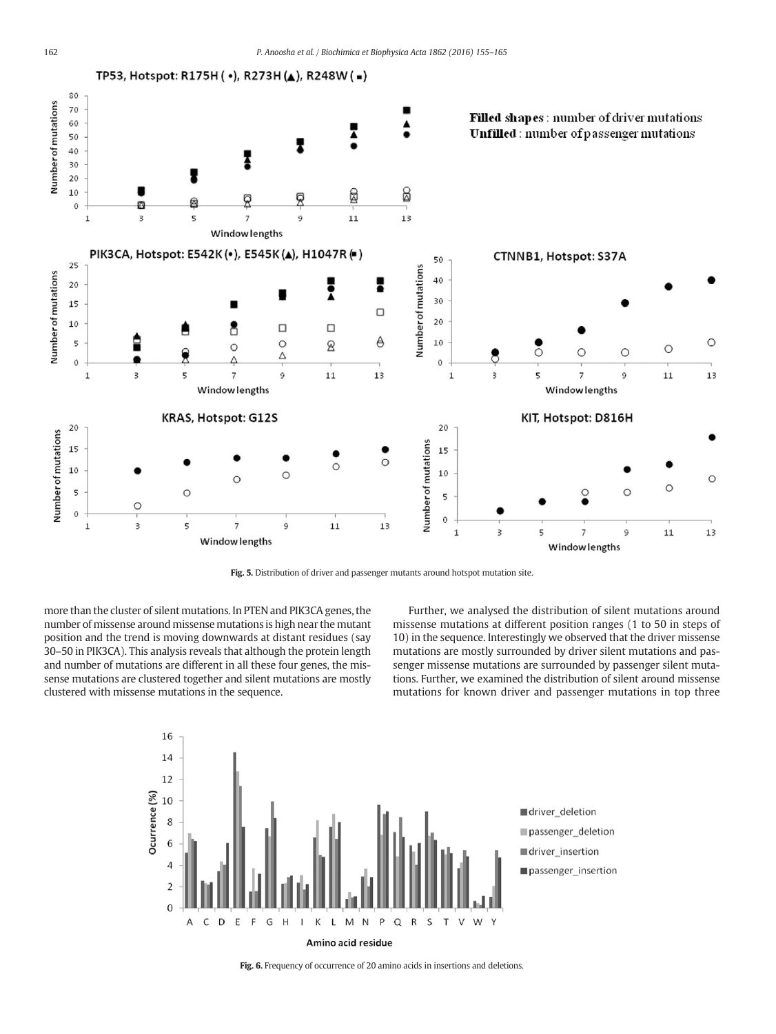Fig. 5. Distribution of driver and passenger mutants around hotspot mutation site.

more than the cluster of silent mutations. In PTEN and PIK3CA genes, the number of missense around missense mutations is high near the mutant position and the trend is moving downwards at distant residues (say 30–50 in PIK3CA). This analysis reveals that although the protein length and number of mutations are different in all these four genes, the missense mutations are clustered together and silent mutations are mostly clustered with missense mutations in the sequence.

Further, we analysed the distribution of silent mutations around missense mutations at different position ranges (1 to 50 in steps of 10) in the sequence. Interestingly we observed that the driver missense mutations are mostly surrounded by driver silent mutations and passenger missense mutations are surrounded by passenger silent mutations. Further, we examined the distribution of silent around missense mutations for known driver and passenger mutations in top three

Fig. 6. Frequency of occurrence of 20 amino acids in insertions and deletions.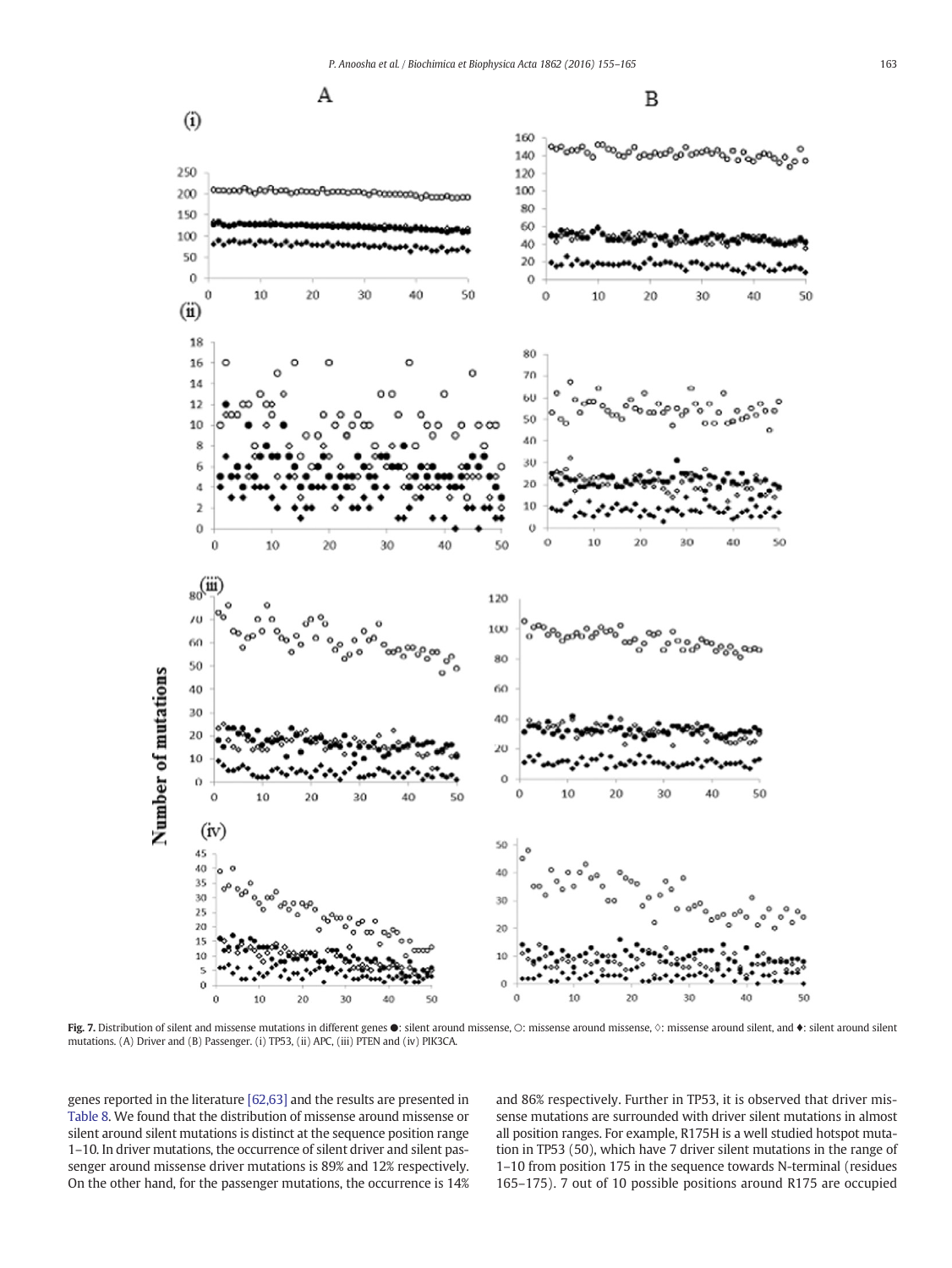Fig. 7. Distribution of silent and missense mutations in different genes ●: silent around missense, ○: missense around missense, ◇: missense around silent, and ♦: silent around silent mutations. (A) Driver and (B) Passenger. (i) TP53, (ii) APC, (iii) PTEN and (iv) PIK3CA.

genes reported in the literature [62,63] and the results are presented in Table 8. We found that the distribution of missense around missense or silent around silent mutations is distinct at the sequence position range 1–10. In driver mutations, the occurrence of silent driver and silent passenger around missense driver mutations is 89% and 12% respectively. On the other hand, for the passenger mutations, the occurrence is 14% and 86% respectively. Further in TP53, it is observed that driver missense mutations are surrounded with driver silent mutations in almost all position ranges. For example, R175H is a well studied hotspot mutation in TP53 (50), which have 7 driver silent mutations in the range of 1–10 from position 175 in the sequence towards N-terminal (residues 165–175). 7 out of 10 possible positions around R175 are occupied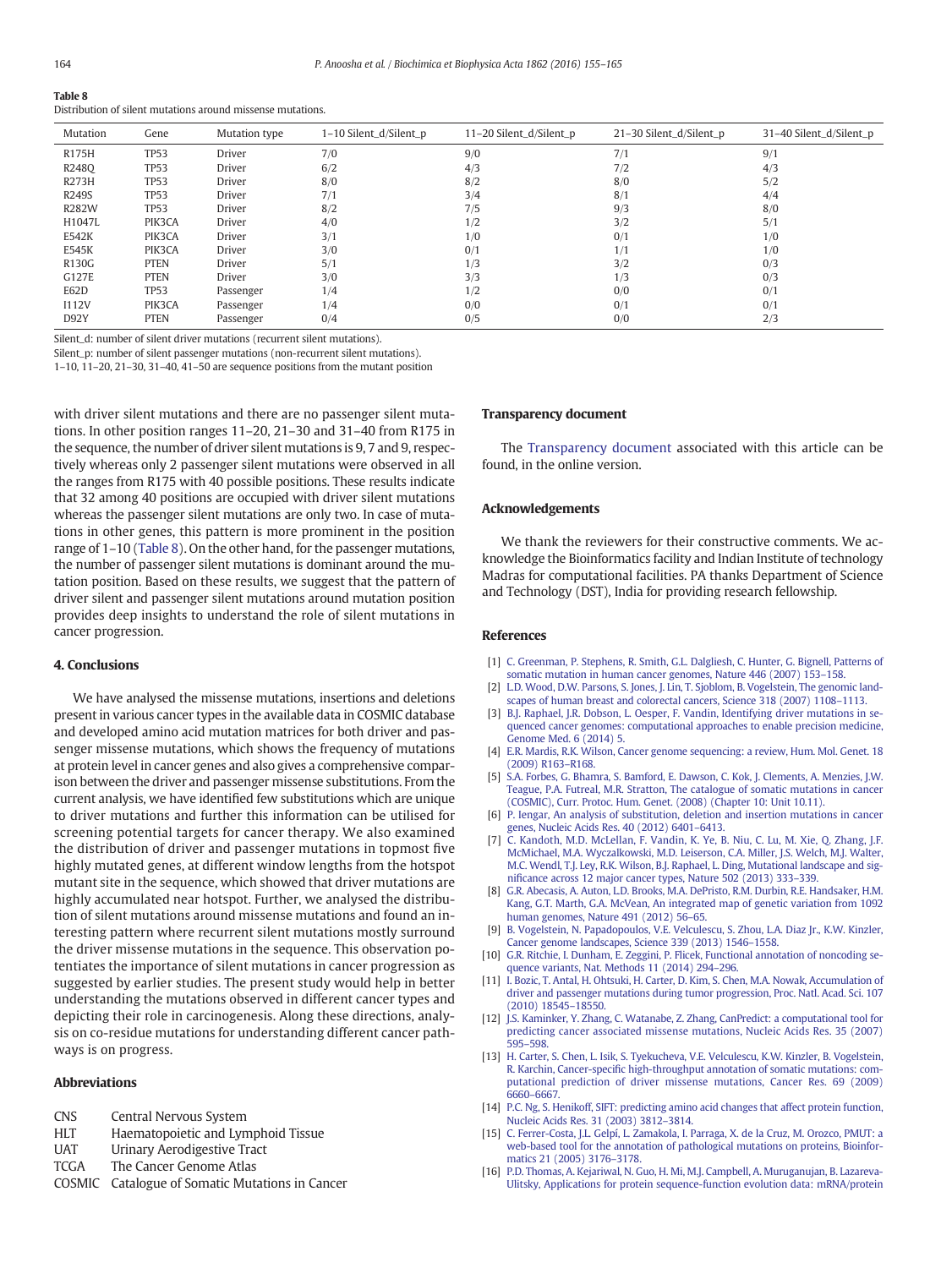**Table 8**
Distribution of silent mutations around missense mutations.

| Mutation | Gene | Mutation type | 1–10 Silent_d/Silent_p | 11–20 Silent_d/Silent_p | 21–30 Silent_d/Silent_p | 31–40 Silent_d/Silent_p |
|---|---|---|---|---|---|---|
| R175H | TP53 | Driver | 7/0 | 9/0 | 7/1 | 9/1 |
| R248Q | TP53 | Driver | 6/2 | 4/3 | 7/2 | 4/3 |
| R273H | TP53 | Driver | 8/0 | 8/2 | 8/0 | 5/2 |
| R249S | TP53 | Driver | 7/1 | 3/4 | 8/1 | 4/4 |
| R282W | TP53 | Driver | 8/2 | 7/5 | 9/3 | 8/0 |
| H1047L | PIK3CA | Driver | 4/0 | 1/2 | 3/2 | 5/1 |
| E542K | PIK3CA | Driver | 3/1 | 1/0 | 0/1 | 1/0 |
| E545K | PIK3CA | Driver | 3/0 | 0/1 | 1/1 | 1/0 |
| R130G | PTEN | Driver | 5/1 | 1/3 | 3/2 | 0/3 |
| G127E | PTEN | Driver | 3/0 | 3/3 | 1/3 | 0/3 |
| E62D | TP53 | Passenger | 1/4 | 1/2 | 0/0 | 0/1 |
| I112V | PIK3CA | Passenger | 1/4 | 0/0 | 0/1 | 0/1 |
| D92Y | PTEN | Passenger | 0/4 | 0/5 | 0/0 | 2/3 |

Silent_d: number of silent driver mutations (recurrent silent mutations).
Silent_p: number of silent passenger mutations (non-recurrent silent mutations).
1–10, 11–20, 21–30, 31–40, 41–50 are sequence positions from the mutant position

with driver silent mutations and there are no passenger silent mutations. In other position ranges 11–20, 21–30 and 31–40 from R175 in the sequence, the number of driver silent mutations is 9, 7 and 9, respectively whereas only 2 passenger silent mutations were observed in all the ranges from R175 with 40 possible positions. These results indicate that 32 among 40 positions are occupied with driver silent mutations whereas the passenger silent mutations are only two. In case of mutations in other genes, this pattern is more prominent in the position range of 1–10 (Table 8). On the other hand, for the passenger mutations, the number of passenger silent mutations is dominant around the mutation position. Based on these results, we suggest that the pattern of driver silent and passenger silent mutations around mutation position provides deep insights to understand the role of silent mutations in cancer progression.

## 4. Conclusions

We have analysed the missense mutations, insertions and deletions present in various cancer types in the available data in COSMIC database and developed amino acid mutation matrices for both driver and passenger missense mutations, which shows the frequency of mutations at protein level in cancer genes and also gives a comprehensive comparison between the driver and passenger missense substitutions. From the current analysis, we have identified few substitutions which are unique to driver mutations and further this information can be utilised for screening potential targets for cancer therapy. We also examined the distribution of driver and passenger mutations in topmost five highly mutated genes, at different window lengths from the hotspot mutant site in the sequence, which showed that driver mutations are highly accumulated near hotspot. Further, we analysed the distribution of silent mutations around missense mutations and found an interesting pattern where recurrent silent mutations mostly surround the driver missense mutations in the sequence. This observation potentiates the importance of silent mutations in cancer progression as suggested by earlier studies. The present study would help in better understanding the mutations observed in different cancer types and depicting their role in carcinogenesis. Along these directions, analysis on co-residue mutations for understanding different cancer pathways is on progress.

## Abbreviations

| | |
|---|---|
| CNS | Central Nervous System |
| HLT | Haematopoietic and Lymphoid Tissue |
| UAT | Urinary Aerodigestive Tract |
| TCGA | The Cancer Genome Atlas |
| COSMIC | Catalogue of Somatic Mutations in Cancer |

## Transparency document

The Transparency document associated with this article can be found, in the online version.

## Acknowledgements

We thank the reviewers for their constructive comments. We acknowledge the Bioinformatics facility and Indian Institute of technology Madras for computational facilities. PA thanks Department of Science and Technology (DST), India for providing research fellowship.

## References

[1] C. Greenman, P. Stephens, R. Smith, G.L. Dalgliesh, C. Hunter, G. Bignell, Patterns of somatic mutation in human cancer genomes, Nature 446 (2007) 153–158.

[2] L.D. Wood, D.W. Parsons, S. Jones, J. Lin, T. Sjoblom, B. Vogelstein, The genomic landscapes of human breast and colorectal cancers, Science 318 (2007) 1108–1113.

[3] B.J. Raphael, J.R. Dobson, L. Oesper, F. Vandin, Identifying driver mutations in sequenced cancer genomes: computational approaches to enable precision medicine, Genome Med. 6 (2014) 5.

[4] E.R. Mardis, R.K. Wilson, Cancer genome sequencing: a review, Hum. Mol. Genet. 18 (2009) R163–R168.

[5] S.A. Forbes, G. Bhamra, S. Bamford, E. Dawson, C. Kok, J. Clements, A. Menzies, J.W. Teague, P.A. Futreal, M.R. Stratton, The catalogue of somatic mutations in cancer (COSMIC), Curr. Protoc. Hum. Genet. (2008) (Chapter 10: Unit 10.11).

[6] P. Iengar, An analysis of substitution, deletion and insertion mutations in cancer genes, Nucleic Acids Res. 40 (2012) 6401–6413.

[7] C. Kandoth, M.D. McLellan, F. Vandin, K. Ye, B. Niu, C. Lu, M. Xie, Q. Zhang, J.F. McMichael, M.A. Wyczalkowski, M.D. Leiserson, C.A. Miller, J.S. Welch, M.J. Walter, M.C. Wendl, T.J. Ley, R.K. Wilson, B.J. Raphael, L. Ding, Mutational landscape and significance across 12 major cancer types, Nature 502 (2013) 333–339.

[8] G.R. Abecasis, A. Auton, L.D. Brooks, M.A. DePristo, R.M. Durbin, R.E. Handsaker, H.M. Kang, G.T. Marth, G.A. McVean, An integrated map of genetic variation from 1092 human genomes, Nature 491 (2012) 56–65.

[9] B. Vogelstein, N. Papadopoulos, V.E. Velculescu, S. Zhou, L.A. Diaz Jr., K.W. Kinzler, Cancer genome landscapes, Science 339 (2013) 1546–1558.

[10] G.R. Ritchie, I. Dunham, E. Zeggini, P. Flicek, Functional annotation of noncoding sequence variants, Nat. Methods 11 (2014) 294–296.

[11] I. Bozic, T. Antal, H. Ohtsuki, H. Carter, D. Kim, S. Chen, M.A. Nowak, Accumulation of driver and passenger mutations during tumor progression, Proc. Natl. Acad. Sci. 107 (2010) 18545–18550.

[12] J.S. Kaminker, Y. Zhang, C. Watanabe, Z. Zhang, CanPredict: a computational tool for predicting cancer associated missense mutations, Nucleic Acids Res. 35 (2007) 595–598.

[13] H. Carter, S. Chen, L. Isik, S. Tyekucheva, V.E. Velculescu, K.W. Kinzler, B. Vogelstein, R. Karchin, Cancer-specific high-throughput annotation of somatic mutations: computational prediction of driver missense mutations, Cancer Res. 69 (2009) 6660–6667.

[14] P.C. Ng, S. Henikoff, SIFT: predicting amino acid changes that affect protein function, Nucleic Acids Res. 31 (2003) 3812–3814.

[15] C. Ferrer-Costa, J.L. Gelpí, L. Zamakola, I. Parraga, X. de la Cruz, M. Orozco, PMUT: a web-based tool for the annotation of pathological mutations on proteins, Bioinformatics 21 (2005) 3176–3178.

[16] P.D. Thomas, A. Kejariwal, N. Guo, H. Mi, M.J. Campbell, A. Muruganujan, B. Lazareva-Ulitsky, Applications for protein sequence-function evolution data: mRNA/protein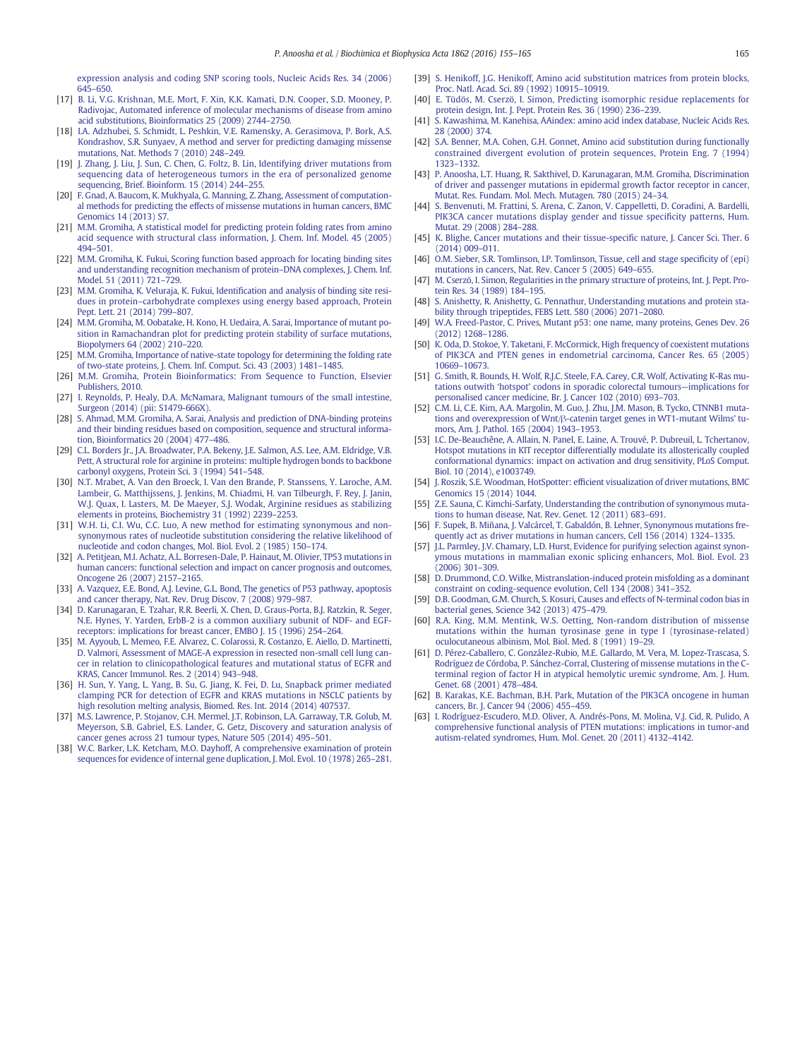expression analysis and coding SNP scoring tools, Nucleic Acids Res. 34 (2006) 645–650.

[17] B. Li, V.G. Krishnan, M.E. Mort, F. Xin, K.K. Kamati, D.N. Cooper, S.D. Mooney, P. Radivojac, Automated inference of molecular mechanisms of disease from amino acid substitutions, Bioinformatics 25 (2009) 2744–2750.

[18] I.A. Adzhubei, S. Schmidt, L. Peshkin, V.E. Ramensky, A. Gerasimova, P. Bork, A.S. Kondrashov, S.R. Sunyaev, A method and server for predicting damaging missense mutations, Nat. Methods 7 (2010) 248–249.

[19] J. Zhang, J. Liu, J. Sun, C. Chen, G. Foltz, B. Lin, Identifying driver mutations from sequencing data of heterogeneous tumors in the era of personalized genome sequencing, Brief. Bioinform. 15 (2014) 244–255.

[20] F. Gnad, A. Baucom, K. Mukhyala, G. Manning, Z. Zhang, Assessment of computational methods for predicting the effects of missense mutations in human cancers, BMC Genomics 14 (2013) S7.

[21] M.M. Gromiha, A statistical model for predicting protein folding rates from amino acid sequence with structural class information, J. Chem. Inf. Model. 45 (2005) 494–501.

[22] M.M. Gromiha, K. Fukui, Scoring function based approach for locating binding sites and understanding recognition mechanism of protein–DNA complexes, J. Chem. Inf. Model. 51 (2011) 721–729.

[23] M.M. Gromiha, K. Veluraja, K. Fukui, Identification and analysis of binding site residues in protein–carbohydrate complexes using energy based approach, Protein Pept. Lett. 21 (2014) 799–807.

[24] M.M. Gromiha, M. Oobatake, H. Kono, H. Uedaira, A. Sarai, Importance of mutant position in Ramachandran plot for predicting protein stability of surface mutations, Biopolymers 64 (2002) 210–220.

[25] M.M. Gromiha, Importance of native-state topology for determining the folding rate of two-state proteins, J. Chem. Inf. Comput. Sci. 43 (2003) 1481–1485.

[26] M.M. Gromiha, Protein Bioinformatics: From Sequence to Function, Elsevier Publishers, 2010.

[27] I. Reynolds, P. Healy, D.A. McNamara, Malignant tumours of the small intestine, Surgeon (2014) (pii: S1479-666X).

[28] S. Ahmad, M.M. Gromiha, A. Sarai, Analysis and prediction of DNA-binding proteins and their binding residues based on composition, sequence and structural information, Bioinformatics 20 (2004) 477–486.

[29] C.L. Borders Jr., J.A. Broadwater, P.A. Bekeny, J.E. Salmon, A.S. Lee, A.M. Eldridge, V.B. Pett, A structural role for arginine in proteins: multiple hydrogen bonds to backbone carbonyl oxygens, Protein Sci. 3 (1994) 541–548.

[30] N.T. Mrabet, A. Van den Broeck, I. Van den Brande, P. Stanssens, Y. Laroche, A.M. Lambeir, G. Matthijssens, J. Jenkins, M. Chiadmi, H. van Tilbeurgh, F. Rey, J. Janin, W.J. Quax, I. Lasters, M. De Maeyer, S.J. Wodak, Arginine residues as stabilizing elements in proteins, Biochemistry 31 (1992) 2239–2253.

[31] W.H. Li, C.I. Wu, C.C. Luo, A new method for estimating synonymous and nonsynonymous rates of nucleotide substitution considering the relative likelihood of nucleotide and codon changes, Mol. Biol. Evol. 2 (1985) 150–174.

[32] A. Petitjean, M.I. Achatz, A.L. Borresen-Dale, P. Hainaut, M. Olivier, TP53 mutations in human cancers: functional selection and impact on cancer prognosis and outcomes, Oncogene 26 (2007) 2157–2165.

[33] A. Vazquez, E.E. Bond, A.J. Levine, G.L. Bond, The genetics of P53 pathway, apoptosis and cancer therapy, Nat. Rev. Drug Discov. 7 (2008) 979–987.

[34] D. Karunagaran, E. Tzahar, R.R. Beerli, X. Chen, D. Graus-Porta, B.J. Ratzkin, R. Seger, N.E. Hynes, Y. Yarden, ErbB-2 is a common auxiliary subunit of NDF- and EGF-receptors: implications for breast cancer, EMBO J. 15 (1996) 254–264.

[35] M. Ayyoub, L. Memeo, F.E. Alvarez, C. Colarossi, R. Costanzo, E. Aiello, D. Martinetti, D. Valmori, Assessment of MAGE-A expression in resected non-small cell lung cancer in relation to clinicopathological features and mutational status of EGFR and KRAS, Cancer Immunol. Res. 2 (2014) 943–948.

[36] H. Sun, Y. Yang, L. Yang, B. Su, G. Jiang, K. Fei, D. Lu, Snapback primer mediated clamping PCR for detection of EGFR and KRAS mutations in NSCLC patients by high resolution melting analysis, Biomed. Res. Int. 2014 (2014) 407537.

[37] M.S. Lawrence, P. Stojanov, C.H. Mermel, J.T. Robinson, L.A. Garraway, T.R. Golub, M. Meyerson, S.B. Gabriel, E.S. Lander, G. Getz, Discovery and saturation analysis of cancer genes across 21 tumour types, Nature 505 (2014) 495–501.

[38] W.C. Barker, L.K. Ketcham, M.O. Dayhoff, A comprehensive examination of protein sequences for evidence of internal gene duplication, J. Mol. Evol. 10 (1978) 265–281.

[39] S. Henikoff, J.G. Henikoff, Amino acid substitution matrices from protein blocks, Proc. Natl. Acad. Sci. 89 (1992) 10915–10919.

[40] E. Tüdös, M. Cserzö, I. Simon, Predicting isomorphic residue replacements for protein design, Int. J. Pept. Protein Res. 36 (1990) 236–239.

[41] S. Kawashima, M. Kanehisa, AAindex: amino acid index database, Nucleic Acids Res. 28 (2000) 374.

[42] S.A. Benner, M.A. Cohen, G.H. Gonnet, Amino acid substitution during functionally constrained divergent evolution of protein sequences, Protein Eng. 7 (1994) 1323–1332.

[43] P. Anoosha, L.T. Huang, R. Sakthivel, D. Karunagaran, M.M. Gromiha, Discrimination of driver and passenger mutations in epidermal growth factor receptor in cancer, Mutat. Res. Fundam. Mol. Mech. Mutagen. 780 (2015) 24–34.

[44] S. Benvenuti, M. Frattini, S. Arena, C. Zanon, V. Cappelletti, D. Coradini, A. Bardelli, PIK3CA cancer mutations display gender and tissue specificity patterns, Hum. Mutat. 29 (2008) 284–288.

[45] K. Blighe, Cancer mutations and their tissue-specific nature, J. Cancer Sci. Ther. 6 (2014) 009–011.

[46] O.M. Sieber, S.R. Tomlinson, I.P. Tomlinson, Tissue, cell and stage specificity of (epi) mutations in cancers, Nat. Rev. Cancer 5 (2005) 649–655.

[47] M. Cserzö, I. Simon, Regularities in the primary structure of proteins, Int. J. Pept. Protein Res. 34 (1989) 184–195.

[48] S. Anishetty, R. Anishetty, G. Pennathur, Understanding mutations and protein stability through tripeptides, FEBS Lett. 580 (2006) 2071–2080.

[49] W.A. Freed-Pastor, C. Prives, Mutant p53: one name, many proteins, Genes Dev. 26 (2012) 1268–1286.

[50] K. Oda, D. Stokoe, Y. Taketani, F. McCormick, High frequency of coexistent mutations of PIK3CA and PTEN genes in endometrial carcinoma, Cancer Res. 65 (2005) 10669–10673.

[51] G. Smith, R. Bounds, H. Wolf, R.J.C. Steele, F.A. Carey, C.R. Wolf, Activating K-Ras mutations outwith 'hotspot' codons in sporadic colorectal tumours—implications for personalised cancer medicine, Br. J. Cancer 102 (2010) 693–703.

[52] C.M. Li, C.E. Kim, A.A. Margolin, M. Guo, J. Zhu, J.M. Mason, B. Tycko, CTNNB1 mutations and overexpression of Wnt/β-catenin target genes in WT1-mutant Wilms' tumors, Am. J. Pathol. 165 (2004) 1943–1953.

[53] I.C. De-Beauchêne, A. Allain, N. Panel, E. Laine, A. Trouvé, P. Dubreuil, L. Tchertanov, Hotspot mutations in KIT receptor differentially modulate its allosterically coupled conformational dynamics: impact on activation and drug sensitivity, PLoS Comput. Biol. 10 (2014), e1003749.

[54] J. Roszik, S.E. Woodman, HotSpotter: efficient visualization of driver mutations, BMC Genomics 15 (2014) 1044.

[55] Z.E. Sauna, C. Kimchi-Sarfaty, Understanding the contribution of synonymous mutations to human disease, Nat. Rev. Genet. 12 (2011) 683–691.

[56] F. Supek, B. Miñana, J. Valcárcel, T. Gabaldón, B. Lehner, Synonymous mutations frequently act as driver mutations in human cancers, Cell 156 (2014) 1324–1335.

[57] J.L. Parmley, J.V. Chamary, L.D. Hurst, Evidence for purifying selection against synonymous mutations in mammalian exonic splicing enhancers, Mol. Biol. Evol. 23 (2006) 301–309.

[58] D. Drummond, C.O. Wilke, Mistranslation-induced protein misfolding as a dominant constraint on coding-sequence evolution, Cell 134 (2008) 341–352.

[59] D.B. Goodman, G.M. Church, S. Kosuri, Causes and effects of N-terminal codon bias in bacterial genes, Science 342 (2013) 475–479.

[60] R.A. King, M.M. Mentink, W.S. Oetting, Non-random distribution of missense mutations within the human tyrosinase gene in type I (tyrosinase-related) oculocutaneous albinism, Mol. Biol. Med. 8 (1991) 19–29.

[61] D. Pérez-Caballero, C. González-Rubio, M.E. Gallardo, M. Vera, M. Lopez-Trascasa, S. Rodríguez de Córdoba, P. Sánchez-Corral, Clustering of missense mutations in the C-terminal region of factor H in atypical hemolytic uremic syndrome, Am. J. Hum. Genet. 68 (2001) 478–484.

[62] B. Karakas, K.E. Bachman, B.H. Park, Mutation of the PIK3CA oncogene in human cancers, Br. J. Cancer 94 (2006) 455–459.

[63] I. Rodríguez-Escudero, M.D. Oliver, A. Andrés-Pons, M. Molina, V.J. Cid, R. Pulido, A comprehensive functional analysis of PTEN mutations: implications in tumor-and autism-related syndromes, Hum. Mol. Genet. 20 (2011) 4132–4142.